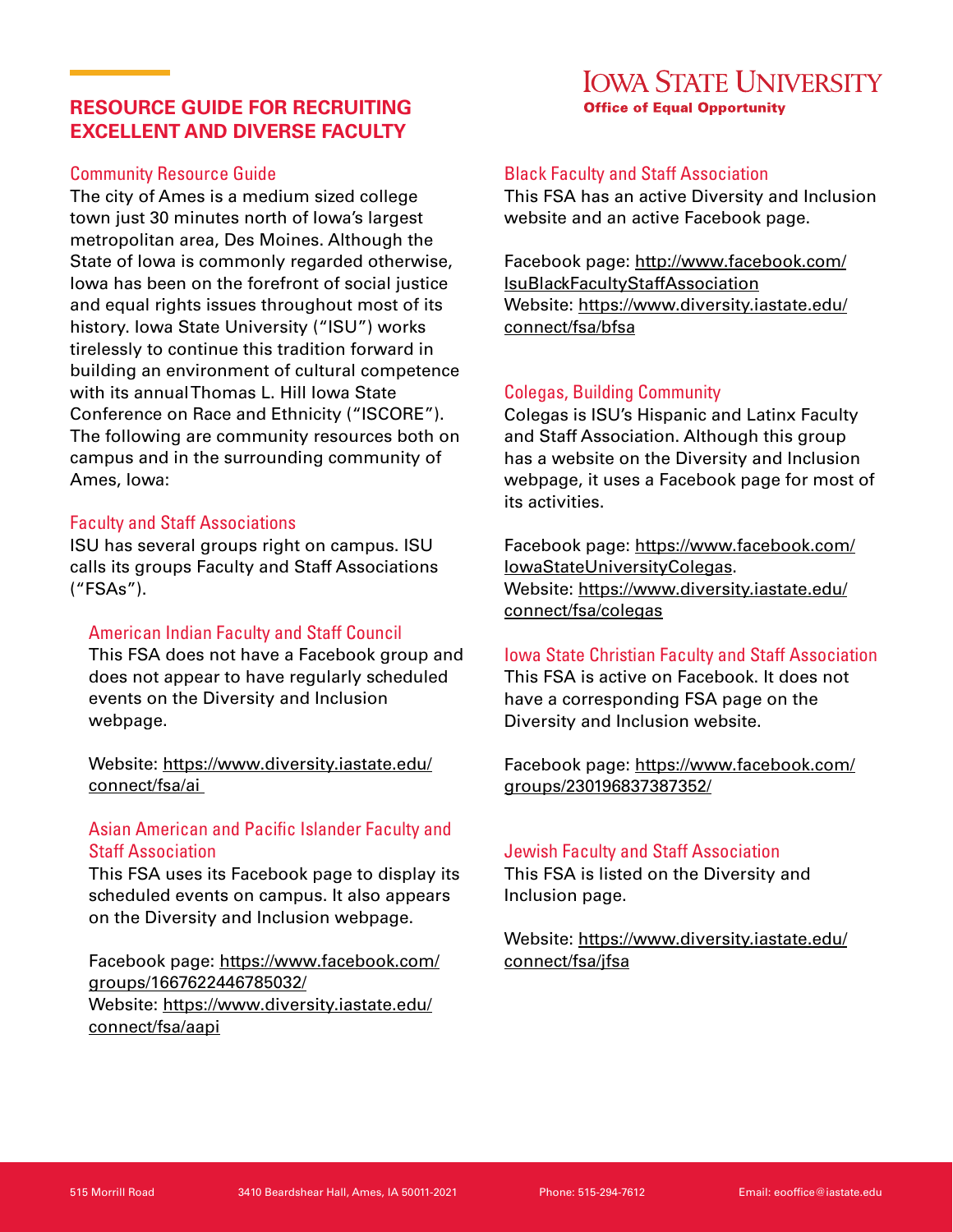# RESOURCE GUIDE FOR RECRUITING EXCELLENT AND DIVERSE FACULTY

**Iowa State University**
**Office of Equal Opportunity**

## Community Resource Guide

The city of Ames is a medium sized college town just 30 minutes north of Iowa's largest metropolitan area, Des Moines. Although the State of Iowa is commonly regarded otherwise, Iowa has been on the forefront of social justice and equal rights issues throughout most of its history. Iowa State University ("ISU") works tirelessly to continue this tradition forward in building an environment of cultural competence with its annual Thomas L. Hill Iowa State Conference on Race and Ethnicity ("ISCORE"). The following are community resources both on campus and in the surrounding community of Ames, Iowa:

## Faculty and Staff Associations

ISU has several groups right on campus. ISU calls its groups Faculty and Staff Associations ("FSAs").

### American Indian Faculty and Staff Council

This FSA does not have a Facebook group and does not appear to have regularly scheduled events on the Diversity and Inclusion webpage.

Website: https://www.diversity.iastate.edu/connect/fsa/ai

### Asian American and Pacific Islander Faculty and Staff Association

This FSA uses its Facebook page to display its scheduled events on campus. It also appears on the Diversity and Inclusion webpage.

Facebook page: https://www.facebook.com/groups/1667622446785032/
Website: https://www.diversity.iastate.edu/connect/fsa/aapi

### Black Faculty and Staff Association

This FSA has an active Diversity and Inclusion website and an active Facebook page.

Facebook page: http://www.facebook.com/IsuBlackFacultyStaffAssociation
Website: https://www.diversity.iastate.edu/connect/fsa/bfsa

### Colegas, Building Community

Colegas is ISU's Hispanic and Latinx Faculty and Staff Association. Although this group has a website on the Diversity and Inclusion webpage, it uses a Facebook page for most of its activities.

Facebook page: https://www.facebook.com/IowaStateUniversityColegas.
Website: https://www.diversity.iastate.edu/connect/fsa/colegas

### Iowa State Christian Faculty and Staff Association

This FSA is active on Facebook. It does not have a corresponding FSA page on the Diversity and Inclusion website.

Facebook page: https://www.facebook.com/groups/230196837387352/

### Jewish Faculty and Staff Association

This FSA is listed on the Diversity and Inclusion page.

Website: https://www.diversity.iastate.edu/connect/fsa/jfsa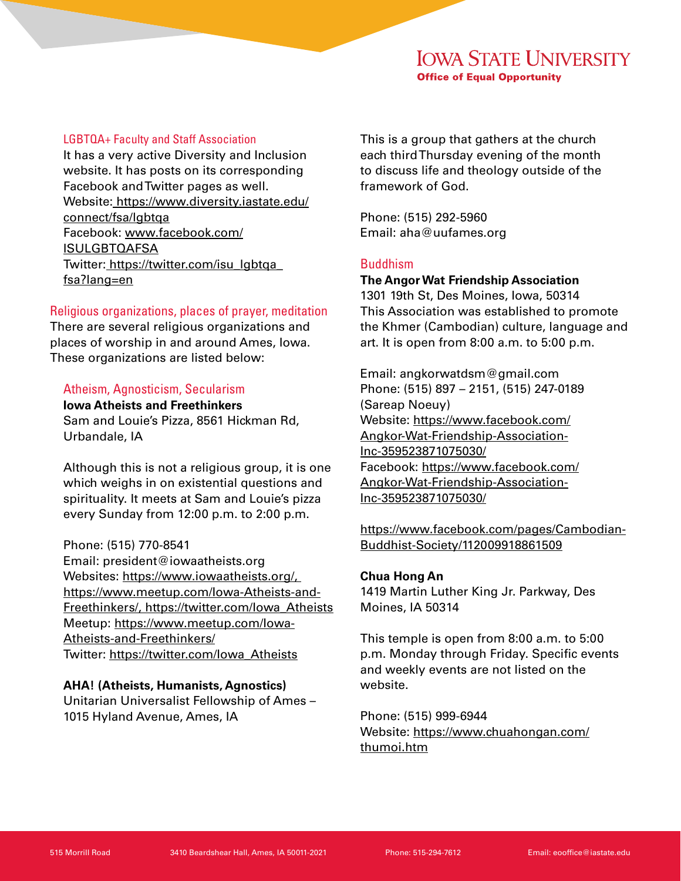### LGBTQA+ Faculty and Staff Association

It has a very active Diversity and Inclusion website. It has posts on its corresponding Facebook and Twitter pages as well.
Website: https://www.diversity.iastate.edu/connect/fsa/lgbtqa
Facebook: www.facebook.com/ISULGBTQAFSA
Twitter: https://twitter.com/isu_lgbtqa_fsa?lang=en

## Religious organizations, places of prayer, meditation

There are several religious organizations and places of worship in and around Ames, Iowa. These organizations are listed below:

### Atheism, Agnosticism, Secularism

**Iowa Atheists and Freethinkers**
Sam and Louie's Pizza, 8561 Hickman Rd, Urbandale, IA

Although this is not a religious group, it is one which weighs in on existential questions and spirituality. It meets at Sam and Louie's pizza every Sunday from 12:00 p.m. to 2:00 p.m.

Phone: (515) 770-8541
Email: president@iowaatheists.org
Websites: https://www.iowaatheists.org/, https://www.meetup.com/Iowa-Atheists-and-Freethinkers/, https://twitter.com/Iowa_Atheists
Meetup: https://www.meetup.com/Iowa-Atheists-and-Freethinkers/
Twitter: https://twitter.com/Iowa_Atheists

**AHA! (Atheists, Humanists, Agnostics)**
Unitarian Universalist Fellowship of Ames – 1015 Hyland Avenue, Ames, IA

This is a group that gathers at the church each third Thursday evening of the month to discuss life and theology outside of the framework of God.

Phone: (515) 292-5960
Email: aha@uufames.org

### Buddhism

**The Angor Wat Friendship Association**
1301 19th St, Des Moines, Iowa, 50314
This Association was established to promote the Khmer (Cambodian) culture, language and art. It is open from 8:00 a.m. to 5:00 p.m.

Email: angkorwatdsm@gmail.com
Phone: (515) 897 – 2151, (515) 247-0189 (Sareap Noeuy)
Website: https://www.facebook.com/Angkor-Wat-Friendship-Association-Inc-359523871075030/
Facebook: https://www.facebook.com/Angkor-Wat-Friendship-Association-Inc-359523871075030/

https://www.facebook.com/pages/Cambodian-Buddhist-Society/112009918861509

**Chua Hong An**
1419 Martin Luther King Jr. Parkway, Des Moines, IA 50314

This temple is open from 8:00 a.m. to 5:00 p.m. Monday through Friday. Specific events and weekly events are not listed on the website.

Phone: (515) 999-6944
Website: https://www.chuahongan.com/thumoi.htm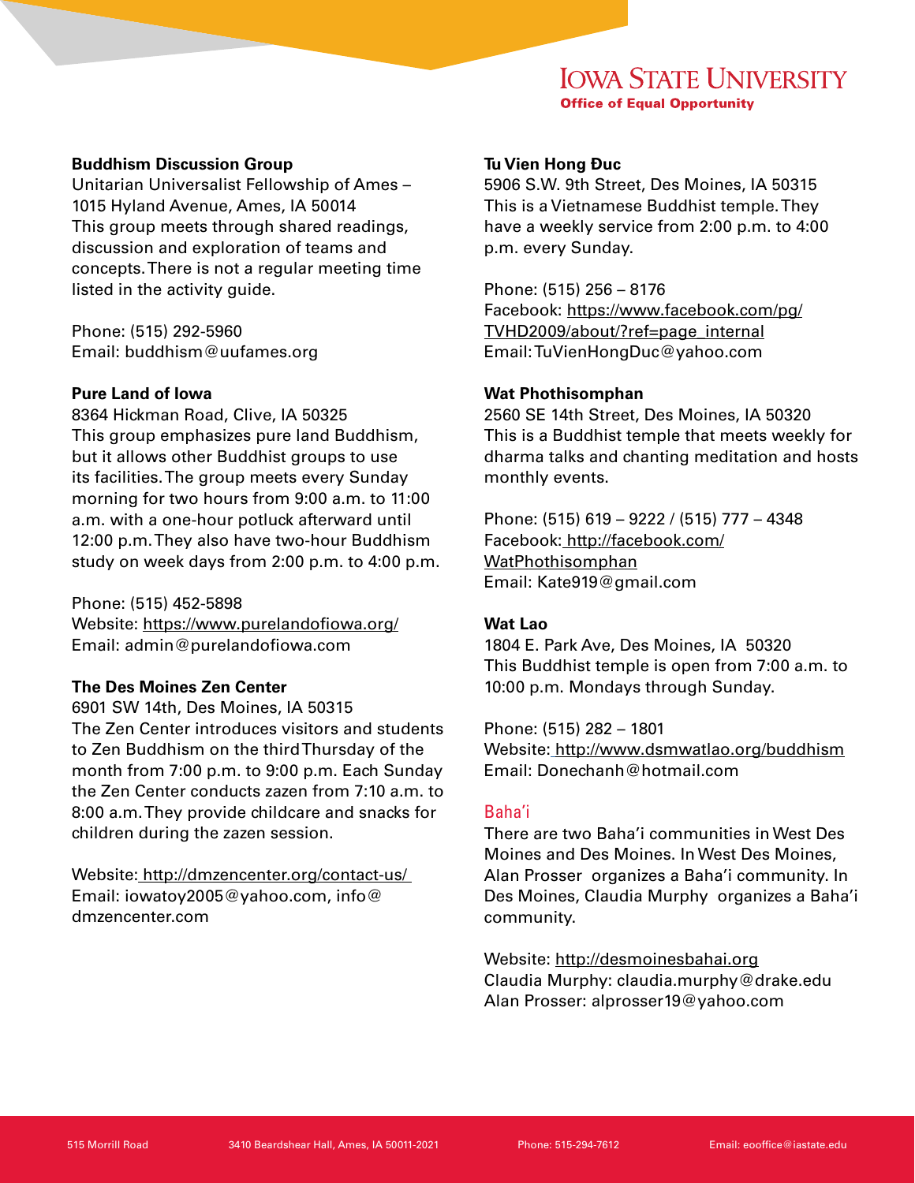**Buddhism Discussion Group**
Unitarian Universalist Fellowship of Ames – 1015 Hyland Avenue, Ames, IA 50014
This group meets through shared readings, discussion and exploration of teams and concepts. There is not a regular meeting time listed in the activity guide.

Phone: (515) 292-5960
Email: buddhism@uufames.org

**Pure Land of Iowa**
8364 Hickman Road, Clive, IA 50325
This group emphasizes pure land Buddhism, but it allows other Buddhist groups to use its facilities. The group meets every Sunday morning for two hours from 9:00 a.m. to 11:00 a.m. with a one-hour potluck afterward until 12:00 p.m. They also have two-hour Buddhism study on week days from 2:00 p.m. to 4:00 p.m.

Phone: (515) 452-5898
Website: https://www.purelandofiowa.org/
Email: admin@purelandofiowa.com

**The Des Moines Zen Center**
6901 SW 14th, Des Moines, IA 50315
The Zen Center introduces visitors and students to Zen Buddhism on the third Thursday of the month from 7:00 p.m. to 9:00 p.m. Each Sunday the Zen Center conducts zazen from 7:10 a.m. to 8:00 a.m. They provide childcare and snacks for children during the zazen session.

Website: http://dmzencenter.org/contact-us/
Email: iowatoy2005@yahoo.com, info@dmzencenter.com

**Tu Vien Hong Đuc**
5906 S.W. 9th Street, Des Moines, IA 50315
This is a Vietnamese Buddhist temple. They have a weekly service from 2:00 p.m. to 4:00 p.m. every Sunday.

Phone: (515) 256 – 8176
Facebook: https://www.facebook.com/pg/TVHD2009/about/?ref=page_internal
Email: TuVienHongDuc@yahoo.com

**Wat Phothisomphan**
2560 SE 14th Street, Des Moines, IA 50320
This is a Buddhist temple that meets weekly for dharma talks and chanting meditation and hosts monthly events.

Phone: (515) 619 – 9222 / (515) 777 – 4348
Facebook: http://facebook.com/WatPhothisomphan
Email: Kate919@gmail.com

**Wat Lao**
1804 E. Park Ave, Des Moines, IA 50320
This Buddhist temple is open from 7:00 a.m. to 10:00 p.m. Mondays through Sunday.

Phone: (515) 282 – 1801
Website: http://www.dsmwatlao.org/buddhism
Email: Donechanh@hotmail.com

## Baha'i

There are two Baha'i communities in West Des Moines and Des Moines. In West Des Moines, Alan Prosser organizes a Baha'i community. In Des Moines, Claudia Murphy organizes a Baha'i community.

Website: http://desmoinesbahai.org
Claudia Murphy: claudia.murphy@drake.edu
Alan Prosser: alprosser19@yahoo.com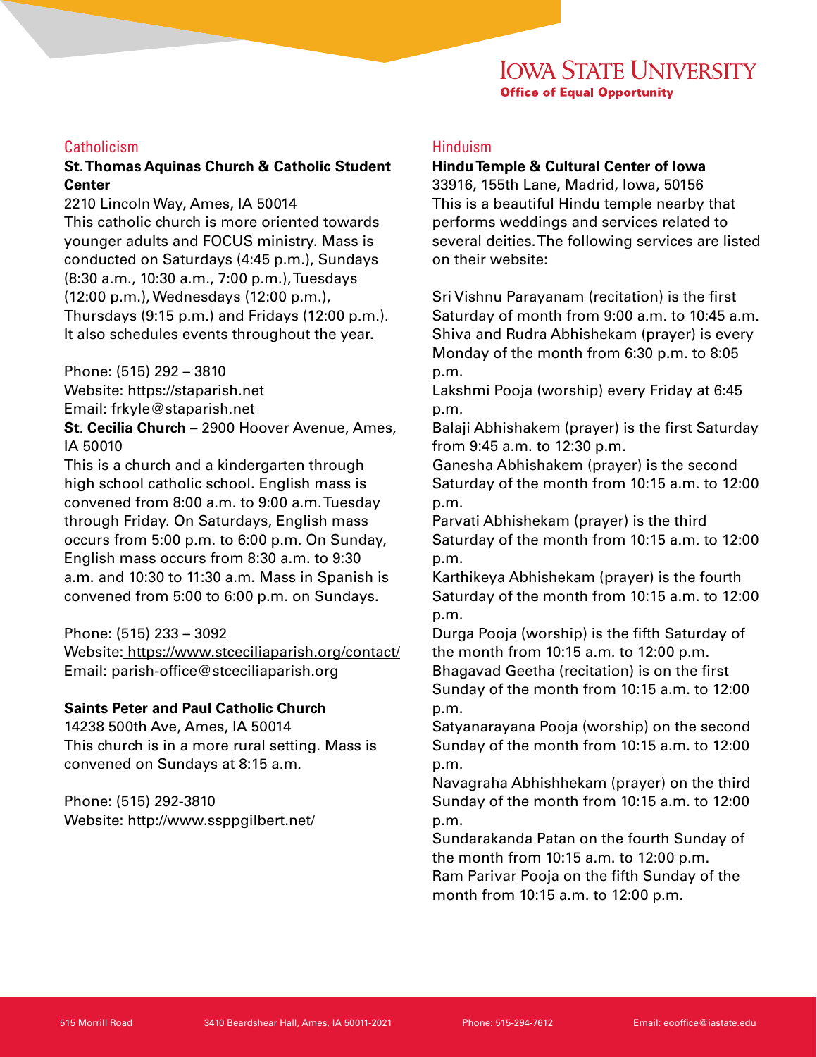## Catholicism

**St. Thomas Aquinas Church & Catholic Student Center**

2210 Lincoln Way, Ames, IA 50014

This catholic church is more oriented towards younger adults and FOCUS ministry. Mass is conducted on Saturdays (4:45 p.m.), Sundays (8:30 a.m., 10:30 a.m., 7:00 p.m.), Tuesdays (12:00 p.m.), Wednesdays (12:00 p.m.), Thursdays (9:15 p.m.) and Fridays (12:00 p.m.). It also schedules events throughout the year.

Phone: (515) 292 – 3810
Website: https://staparish.net
Email: frkyle@staparish.net

**St. Cecilia Church** – 2900 Hoover Avenue, Ames, IA 50010

This is a church and a kindergarten through high school catholic school. English mass is convened from 8:00 a.m. to 9:00 a.m. Tuesday through Friday. On Saturdays, English mass occurs from 5:00 p.m. to 6:00 p.m. On Sunday, English mass occurs from 8:30 a.m. to 9:30 a.m. and 10:30 to 11:30 a.m. Mass in Spanish is convened from 5:00 to 6:00 p.m. on Sundays.

Phone: (515) 233 – 3092
Website: https://www.stceciliaparish.org/contact/
Email: parish-office@stceciliaparish.org

**Saints Peter and Paul Catholic Church**

14238 500th Ave, Ames, IA 50014

This church is in a more rural setting. Mass is convened on Sundays at 8:15 a.m.

Phone: (515) 292-3810
Website: http://www.ssppgilbert.net/

## Hinduism

**Hindu Temple & Cultural Center of Iowa**

33916, 155th Lane, Madrid, Iowa, 50156

This is a beautiful Hindu temple nearby that performs weddings and services related to several deities. The following services are listed on their website:

Sri Vishnu Parayanam (recitation) is the first Saturday of month from 9:00 a.m. to 10:45 a.m.
Shiva and Rudra Abhishekam (prayer) is every Monday of the month from 6:30 p.m. to 8:05 p.m.
Lakshmi Pooja (worship) every Friday at 6:45 p.m.
Balaji Abhishakem (prayer) is the first Saturday from 9:45 a.m. to 12:30 p.m.
Ganesha Abhishakem (prayer) is the second Saturday of the month from 10:15 a.m. to 12:00 p.m.
Parvati Abhishekam (prayer) is the third Saturday of the month from 10:15 a.m. to 12:00 p.m.
Karthikeya Abhishekam (prayer) is the fourth Saturday of the month from 10:15 a.m. to 12:00 p.m.
Durga Pooja (worship) is the fifth Saturday of the month from 10:15 a.m. to 12:00 p.m.
Bhagavad Geetha (recitation) is on the first Sunday of the month from 10:15 a.m. to 12:00 p.m.
Satyanarayana Pooja (worship) on the second Sunday of the month from 10:15 a.m. to 12:00 p.m.
Navagraha Abhishhekam (prayer) on the third Sunday of the month from 10:15 a.m. to 12:00 p.m.
Sundarakanda Patan on the fourth Sunday of the month from 10:15 a.m. to 12:00 p.m.
Ram Parivar Pooja on the fifth Sunday of the month from 10:15 a.m. to 12:00 p.m.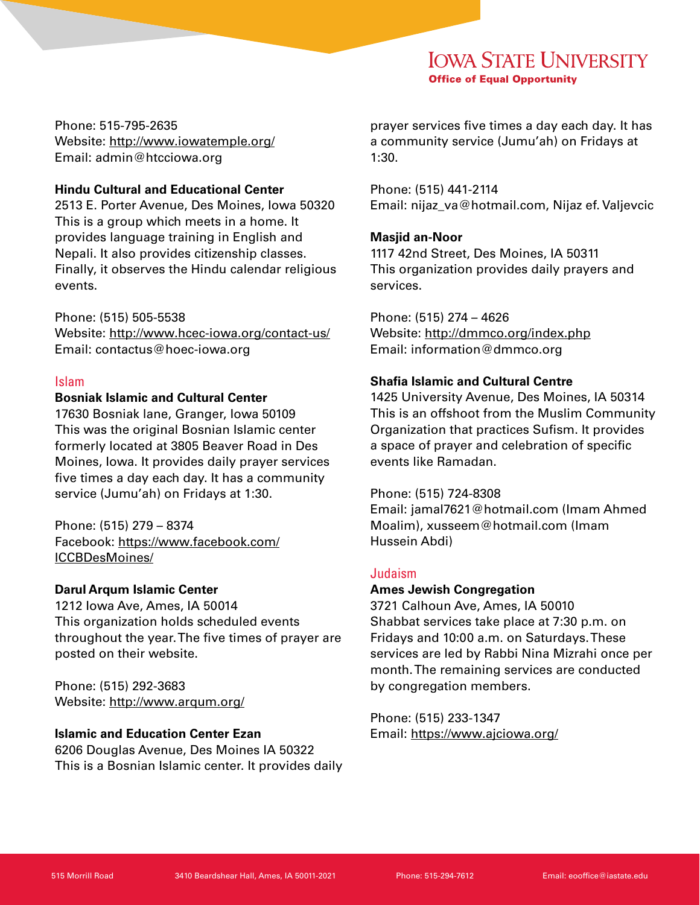Phone: 515-795-2635
Website: http://www.iowatemple.org/
Email: admin@htcciowa.org

**Hindu Cultural and Educational Center**
2513 E. Porter Avenue, Des Moines, Iowa 50320
This is a group which meets in a home. It provides language training in English and Nepali. It also provides citizenship classes. Finally, it observes the Hindu calendar religious events.

Phone: (515) 505-5538
Website: http://www.hcec-iowa.org/contact-us/
Email: contactus@hoec-iowa.org

## Islam

**Bosniak Islamic and Cultural Center**
17630 Bosniak lane, Granger, Iowa 50109
This was the original Bosnian Islamic center formerly located at 3805 Beaver Road in Des Moines, Iowa. It provides daily prayer services five times a day each day. It has a community service (Jumu'ah) on Fridays at 1:30.

Phone: (515) 279 – 8374
Facebook: https://www.facebook.com/ICCBDesMoines/

**Darul Arqum Islamic Center**
1212 Iowa Ave, Ames, IA 50014
This organization holds scheduled events throughout the year. The five times of prayer are posted on their website.

Phone: (515) 292-3683
Website: http://www.arqum.org/

**Islamic and Education Center Ezan**
6206 Douglas Avenue, Des Moines IA 50322
This is a Bosnian Islamic center. It provides daily prayer services five times a day each day. It has a community service (Jumu'ah) on Fridays at 1:30.

Phone: (515) 441-2114
Email: nijaz_va@hotmail.com, Nijaz ef. Valjevcic

**Masjid an-Noor**
1117 42nd Street, Des Moines, IA 50311
This organization provides daily prayers and services.

Phone: (515) 274 – 4626
Website: http://dmmco.org/index.php
Email: information@dmmco.org

**Shafia Islamic and Cultural Centre**
1425 University Avenue, Des Moines, IA 50314
This is an offshoot from the Muslim Community Organization that practices Sufism. It provides a space of prayer and celebration of specific events like Ramadan.

Phone: (515) 724-8308
Email: jamal7621@hotmail.com (Imam Ahmed Moalim), xusseem@hotmail.com (Imam Hussein Abdi)

## Judaism

**Ames Jewish Congregation**
3721 Calhoun Ave, Ames, IA 50010
Shabbat services take place at 7:30 p.m. on Fridays and 10:00 a.m. on Saturdays. These services are led by Rabbi Nina Mizrahi once per month. The remaining services are conducted by congregation members.

Phone: (515) 233-1347
Email: https://www.ajciowa.org/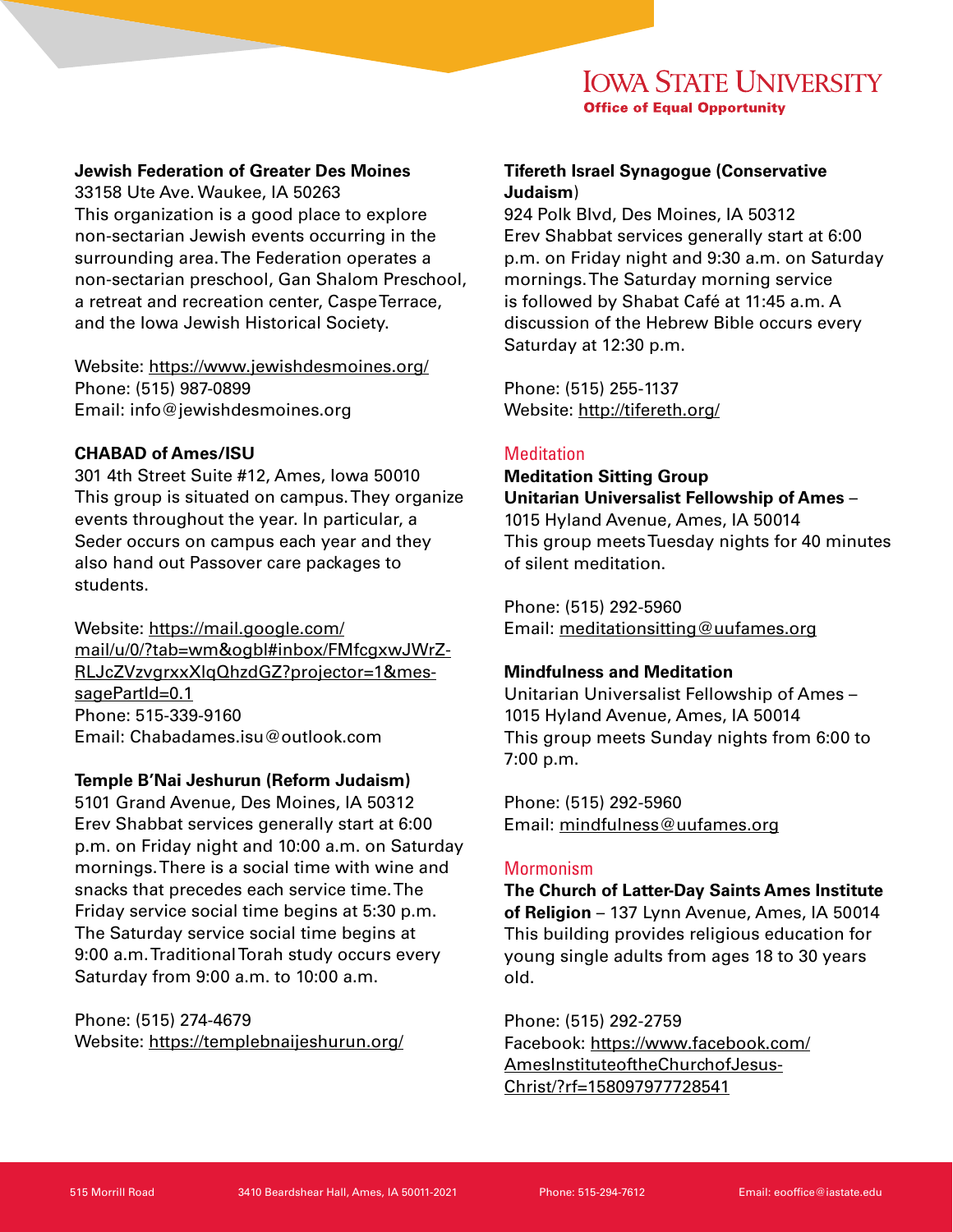**Jewish Federation of Greater Des Moines**
33158 Ute Ave. Waukee, IA 50263
This organization is a good place to explore non-sectarian Jewish events occurring in the surrounding area. The Federation operates a non-sectarian preschool, Gan Shalom Preschool, a retreat and recreation center, Caspe Terrace, and the Iowa Jewish Historical Society.

Website: https://www.jewishdesmoines.org/
Phone: (515) 987-0899
Email: info@jewishdesmoines.org

**CHABAD of Ames/ISU**
301 4th Street Suite #12, Ames, Iowa 50010
This group is situated on campus. They organize events throughout the year. In particular, a Seder occurs on campus each year and they also hand out Passover care packages to students.

Website: https://mail.google.com/mail/u/0/?tab=wm&ogbl#inbox/FMfcgxwJWrZ-RLJcZVzvgrxxXlqQhzdGZ?projector=1&messagePartId=0.1
Phone: 515-339-9160
Email: Chabadames.isu@outlook.com

**Temple B'Nai Jeshurun (Reform Judaism)**
5101 Grand Avenue, Des Moines, IA 50312
Erev Shabbat services generally start at 6:00 p.m. on Friday night and 10:00 a.m. on Saturday mornings. There is a social time with wine and snacks that precedes each service time. The Friday service social time begins at 5:30 p.m. The Saturday service social time begins at 9:00 a.m. Traditional Torah study occurs every Saturday from 9:00 a.m. to 10:00 a.m.

Phone: (515) 274-4679
Website: https://templebnaijeshurun.org/

**Tifereth Israel Synagogue (Conservative Judaism)**
924 Polk Blvd, Des Moines, IA 50312
Erev Shabbat services generally start at 6:00 p.m. on Friday night and 9:30 a.m. on Saturday mornings. The Saturday morning service is followed by Shabat Café at 11:45 a.m. A discussion of the Hebrew Bible occurs every Saturday at 12:30 p.m.

Phone: (515) 255-1137
Website: http://tifereth.org/

## Meditation

**Meditation Sitting Group**
**Unitarian Universalist Fellowship of Ames** – 1015 Hyland Avenue, Ames, IA 50014
This group meets Tuesday nights for 40 minutes of silent meditation.

Phone: (515) 292-5960
Email: meditationsitting@uufames.org

**Mindfulness and Meditation**
Unitarian Universalist Fellowship of Ames – 1015 Hyland Avenue, Ames, IA 50014
This group meets Sunday nights from 6:00 to 7:00 p.m.

Phone: (515) 292-5960
Email: mindfulness@uufames.org

## Mormonism

**The Church of Latter-Day Saints Ames Institute of Religion** – 137 Lynn Avenue, Ames, IA 50014
This building provides religious education for young single adults from ages 18 to 30 years old.

Phone: (515) 292-2759
Facebook: https://www.facebook.com/AmesInstituteoftheChurchofJesus-Christ/?rf=158097977728541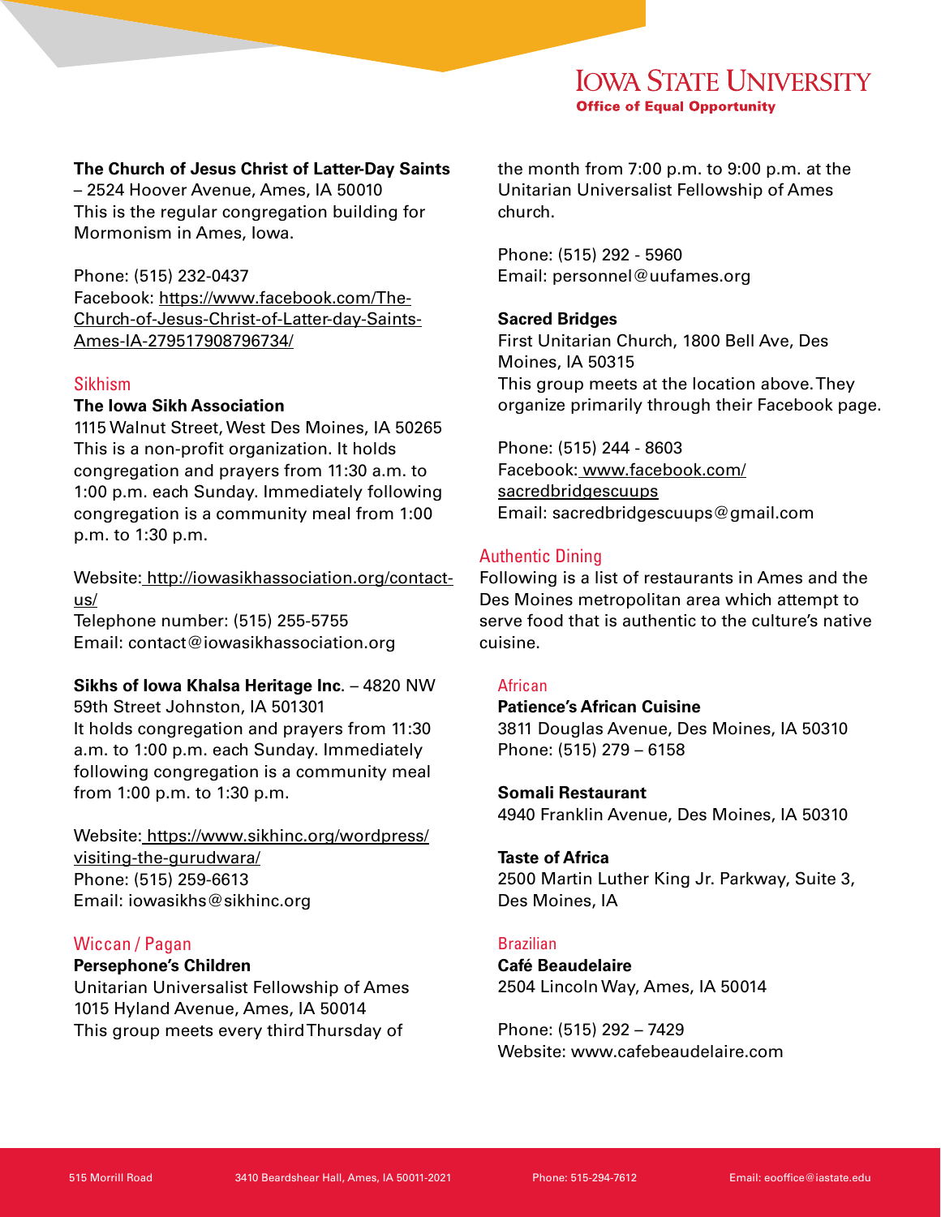**The Church of Jesus Christ of Latter-Day Saints** – 2524 Hoover Avenue, Ames, IA 50010
This is the regular congregation building for Mormonism in Ames, Iowa.

Phone: (515) 232-0437
Facebook: https://www.facebook.com/The-Church-of-Jesus-Christ-of-Latter-day-Saints-Ames-IA-279517908796734/

## Sikhism

**The Iowa Sikh Association**
1115 Walnut Street, West Des Moines, IA 50265
This is a non-profit organization. It holds congregation and prayers from 11:30 a.m. to 1:00 p.m. each Sunday. Immediately following congregation is a community meal from 1:00 p.m. to 1:30 p.m.

Website: http://iowasikhassociation.org/contact-us/
Telephone number: (515) 255-5755
Email: contact@iowasikhassociation.org

**Sikhs of Iowa Khalsa Heritage Inc**. – 4820 NW 59th Street Johnston, IA 501301
It holds congregation and prayers from 11:30 a.m. to 1:00 p.m. each Sunday. Immediately following congregation is a community meal from 1:00 p.m. to 1:30 p.m.

Website: https://www.sikhinc.org/wordpress/visiting-the-gurudwara/
Phone: (515) 259-6613
Email: iowasikhs@sikhinc.org

## Wiccan / Pagan

**Persephone's Children**
Unitarian Universalist Fellowship of Ames
1015 Hyland Avenue, Ames, IA 50014
This group meets every third Thursday of the month from 7:00 p.m. to 9:00 p.m. at the Unitarian Universalist Fellowship of Ames church.

Phone: (515) 292 - 5960
Email: personnel@uufames.org

**Sacred Bridges**
First Unitarian Church, 1800 Bell Ave, Des Moines, IA 50315
This group meets at the location above. They organize primarily through their Facebook page.

Phone: (515) 244 - 8603
Facebook: www.facebook.com/sacredbridgescuups
Email: sacredbridgescuups@gmail.com

## Authentic Dining

Following is a list of restaurants in Ames and the Des Moines metropolitan area which attempt to serve food that is authentic to the culture's native cuisine.

### African

**Patience's African Cuisine**
3811 Douglas Avenue, Des Moines, IA 50310
Phone: (515) 279 – 6158

**Somali Restaurant**
4940 Franklin Avenue, Des Moines, IA 50310

**Taste of Africa**
2500 Martin Luther King Jr. Parkway, Suite 3, Des Moines, IA

### Brazilian

**Café Beaudelaire**
2504 Lincoln Way, Ames, IA 50014

Phone: (515) 292 – 7429
Website: www.cafebeaudelaire.com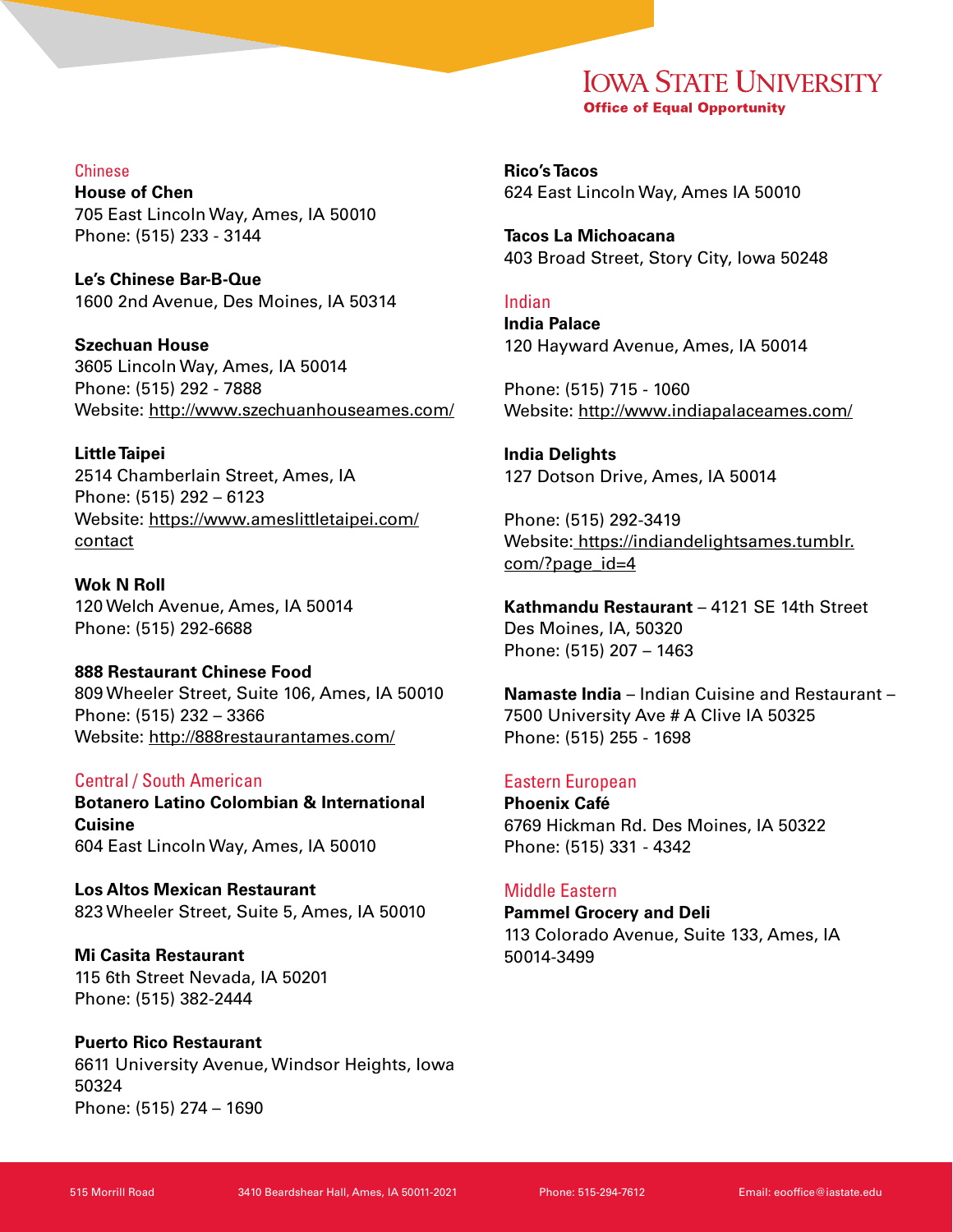## Chinese

**House of Chen**
705 East Lincoln Way, Ames, IA 50010
Phone: (515) 233 - 3144

**Le's Chinese Bar-B-Que**
1600 2nd Avenue, Des Moines, IA 50314

**Szechuan House**
3605 Lincoln Way, Ames, IA 50014
Phone: (515) 292 - 7888
Website: http://www.szechuanhouseames.com/

**Little Taipei**
2514 Chamberlain Street, Ames, IA
Phone: (515) 292 – 6123
Website: https://www.ameslittletaipei.com/contact

**Wok N Roll**
120 Welch Avenue, Ames, IA 50014
Phone: (515) 292-6688

**888 Restaurant Chinese Food**
809 Wheeler Street, Suite 106, Ames, IA 50010
Phone: (515) 232 – 3366
Website: http://888restaurantames.com/

## Central / South American

**Botanero Latino Colombian & International Cuisine**
604 East Lincoln Way, Ames, IA 50010

**Los Altos Mexican Restaurant**
823 Wheeler Street, Suite 5, Ames, IA 50010

**Mi Casita Restaurant**
115 6th Street Nevada, IA 50201
Phone: (515) 382-2444

**Puerto Rico Restaurant**
6611 University Avenue, Windsor Heights, Iowa 50324
Phone: (515) 274 – 1690

**Rico's Tacos**
624 East Lincoln Way, Ames IA 50010

**Tacos La Michoacana**
403 Broad Street, Story City, Iowa 50248

## Indian

**India Palace**
120 Hayward Avenue, Ames, IA 50014

Phone: (515) 715 - 1060
Website: http://www.indiapalaceames.com/

**India Delights**
127 Dotson Drive, Ames, IA 50014

Phone: (515) 292-3419
Website: https://indiandelightsames.tumblr.com/?page_id=4

**Kathmandu Restaurant** – 4121 SE 14th Street Des Moines, IA, 50320
Phone: (515) 207 – 1463

**Namaste India** – Indian Cuisine and Restaurant – 7500 University Ave # A Clive IA 50325
Phone: (515) 255 - 1698

## Eastern European

**Phoenix Café**
6769 Hickman Rd. Des Moines, IA 50322
Phone: (515) 331 - 4342

## Middle Eastern

**Pammel Grocery and Deli**
113 Colorado Avenue, Suite 133, Ames, IA 50014-3499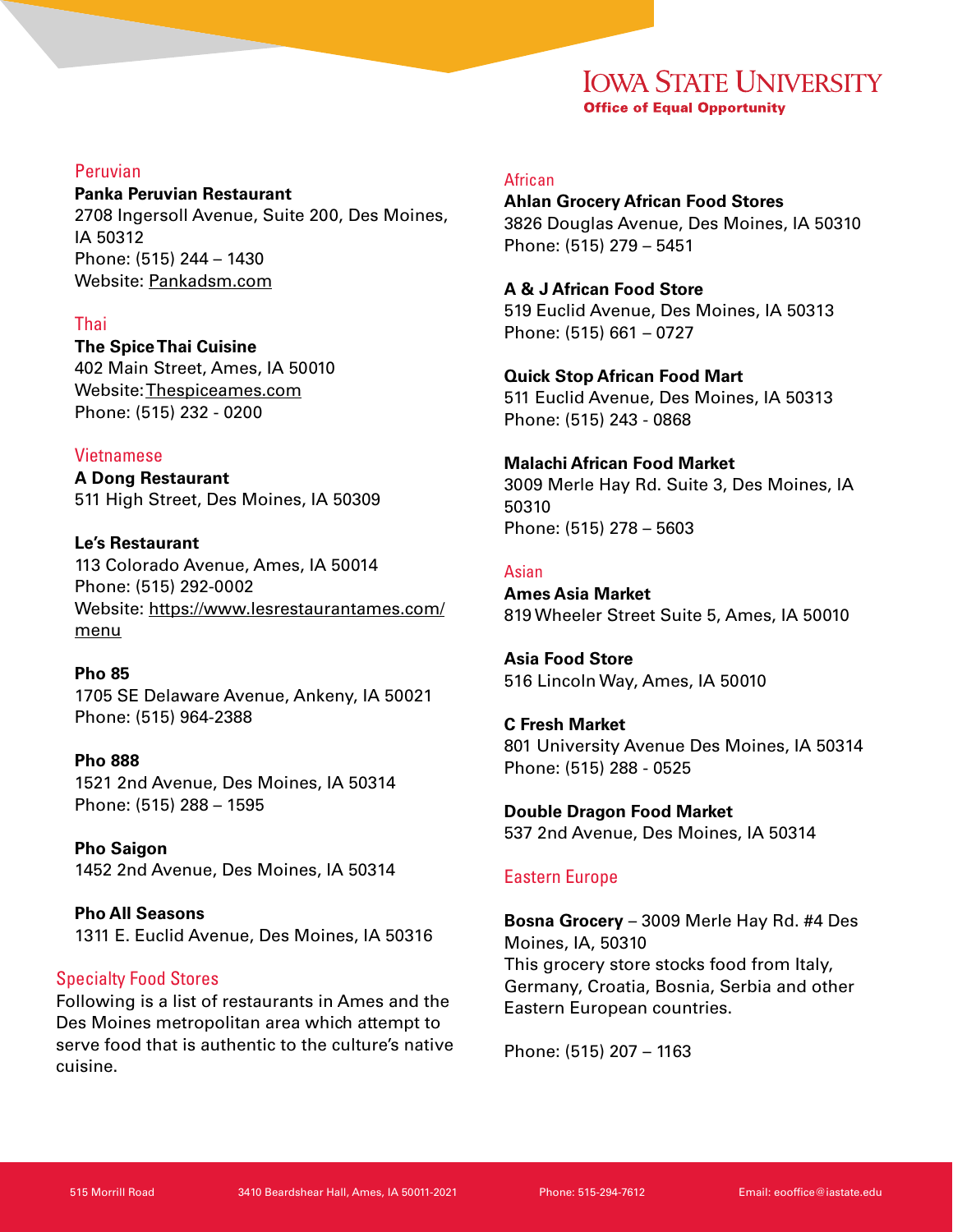## Peruvian

**Panka Peruvian Restaurant**
2708 Ingersoll Avenue, Suite 200, Des Moines, IA 50312
Phone: (515) 244 – 1430
Website: Pankadsm.com

## Thai

**The Spice Thai Cuisine**
402 Main Street, Ames, IA 50010
Website: Thespiceames.com
Phone: (515) 232 - 0200

## Vietnamese

**A Dong Restaurant**
511 High Street, Des Moines, IA 50309

**Le's Restaurant**
113 Colorado Avenue, Ames, IA 50014
Phone: (515) 292-0002
Website: https://www.lesrestaurantames.com/menu

**Pho 85**
1705 SE Delaware Avenue, Ankeny, IA 50021
Phone: (515) 964-2388

**Pho 888**
1521 2nd Avenue, Des Moines, IA 50314
Phone: (515) 288 – 1595

**Pho Saigon**
1452 2nd Avenue, Des Moines, IA 50314

**Pho All Seasons**
1311 E. Euclid Avenue, Des Moines, IA 50316

## Specialty Food Stores

Following is a list of restaurants in Ames and the Des Moines metropolitan area which attempt to serve food that is authentic to the culture's native cuisine.

## African

**Ahlan Grocery African Food Stores**
3826 Douglas Avenue, Des Moines, IA 50310
Phone: (515) 279 – 5451

**A & J African Food Store**
519 Euclid Avenue, Des Moines, IA 50313
Phone: (515) 661 – 0727

**Quick Stop African Food Mart**
511 Euclid Avenue, Des Moines, IA 50313
Phone: (515) 243 - 0868

**Malachi African Food Market**
3009 Merle Hay Rd. Suite 3, Des Moines, IA 50310
Phone: (515) 278 – 5603

## Asian

**Ames Asia Market**
819 Wheeler Street Suite 5, Ames, IA 50010

**Asia Food Store**
516 Lincoln Way, Ames, IA 50010

**C Fresh Market**
801 University Avenue Des Moines, IA 50314
Phone: (515) 288 - 0525

**Double Dragon Food Market**
537 2nd Avenue, Des Moines, IA 50314

## Eastern Europe

**Bosna Grocery** – 3009 Merle Hay Rd. #4 Des Moines, IA, 50310
This grocery store stocks food from Italy, Germany, Croatia, Bosnia, Serbia and other Eastern European countries.

Phone: (515) 207 – 1163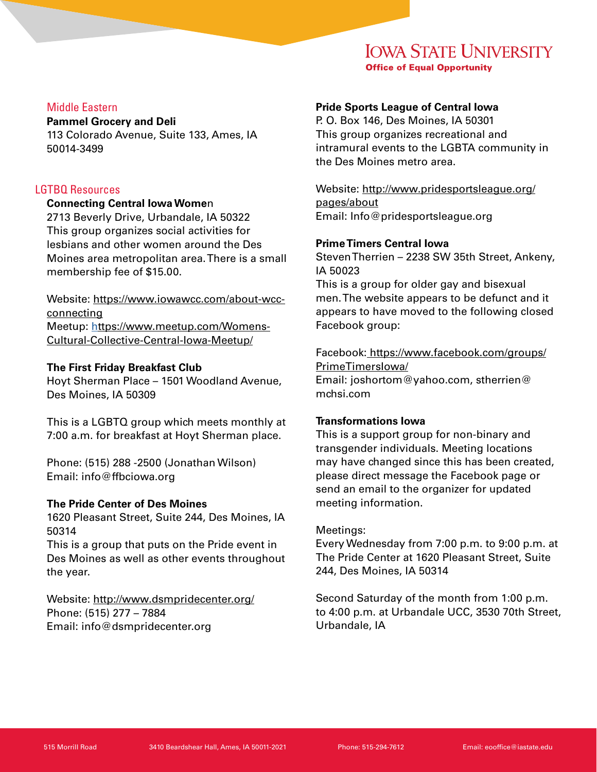### Middle Eastern

**Pammel Grocery and Deli**
113 Colorado Avenue, Suite 133, Ames, IA 50014-3499

### LGTBQ Resources

**Connecting Central Iowa Women**
2713 Beverly Drive, Urbandale, IA 50322
This group organizes social activities for lesbians and other women around the Des Moines area metropolitan area. There is a small membership fee of $15.00.

Website: https://www.iowawcc.com/about-wcc-connecting
Meetup: https://www.meetup.com/Womens-Cultural-Collective-Central-Iowa-Meetup/

**The First Friday Breakfast Club**
Hoyt Sherman Place – 1501 Woodland Avenue, Des Moines, IA 50309

This is a LGBTQ group which meets monthly at 7:00 a.m. for breakfast at Hoyt Sherman place.

Phone: (515) 288 -2500 (Jonathan Wilson)
Email: info@ffbciowa.org

**The Pride Center of Des Moines**
1620 Pleasant Street, Suite 244, Des Moines, IA 50314
This is a group that puts on the Pride event in Des Moines as well as other events throughout the year.

Website: http://www.dsmpridecenter.org/
Phone: (515) 277 – 7884
Email: info@dsmpridecenter.org

**Pride Sports League of Central Iowa**
P. O. Box 146, Des Moines, IA 50301
This group organizes recreational and intramural events to the LGBTA community in the Des Moines metro area.

Website: http://www.pridesportsleague.org/pages/about
Email: Info@pridesportsleague.org

**Prime Timers Central Iowa**
Steven Therrien – 2238 SW 35th Street, Ankeny, IA 50023
This is a group for older gay and bisexual men. The website appears to be defunct and it appears to have moved to the following closed Facebook group:

Facebook: https://www.facebook.com/groups/PrimeTimersIowa/
Email: joshortom@yahoo.com, stherrien@mchsi.com

**Transformations Iowa**
This is a support group for non-binary and transgender individuals. Meeting locations may have changed since this has been created, please direct message the Facebook page or send an email to the organizer for updated meeting information.

Meetings:
Every Wednesday from 7:00 p.m. to 9:00 p.m. at The Pride Center at 1620 Pleasant Street, Suite 244, Des Moines, IA 50314

Second Saturday of the month from 1:00 p.m. to 4:00 p.m. at Urbandale UCC, 3530 70th Street, Urbandale, IA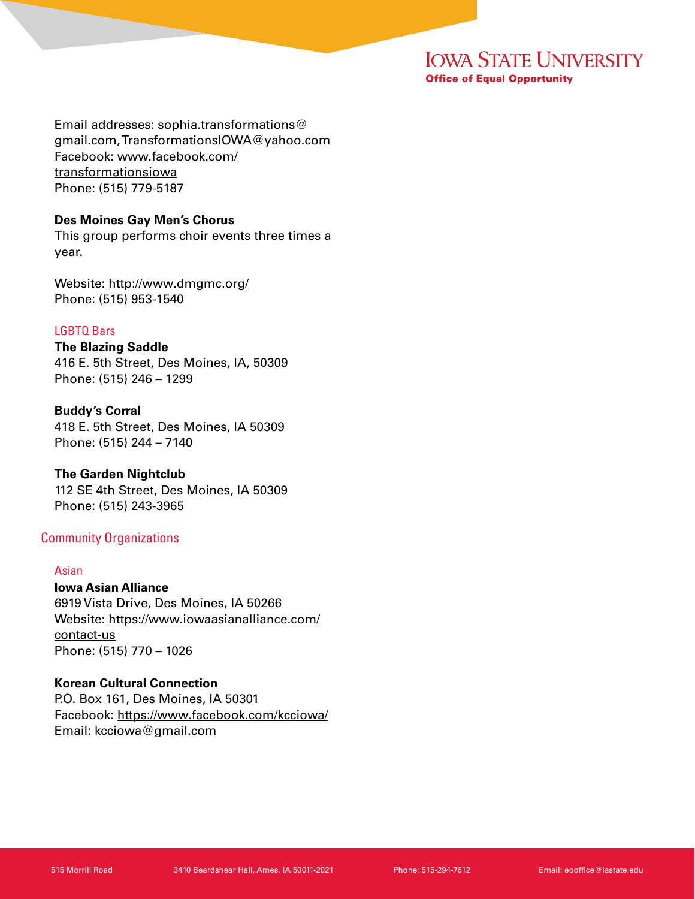Email addresses: sophia.transformations@gmail.com, TransformationsIOWA@yahoo.com
Facebook: www.facebook.com/transformationsiowa
Phone: (515) 779-5187

**Des Moines Gay Men's Chorus**
This group performs choir events three times a year.

Website: http://www.dmgmc.org/
Phone: (515) 953-1540

### LGBTQ Bars

**The Blazing Saddle**
416 E. 5th Street, Des Moines, IA, 50309
Phone: (515) 246 – 1299

**Buddy's Corral**
418 E. 5th Street, Des Moines, IA 50309
Phone: (515) 244 – 7140

**The Garden Nightclub**
112 SE 4th Street, Des Moines, IA 50309
Phone: (515) 243-3965

## Community Organizations

### Asian

**Iowa Asian Alliance**
6919 Vista Drive, Des Moines, IA 50266
Website: https://www.iowaasianalliance.com/contact-us
Phone: (515) 770 – 1026

**Korean Cultural Connection**
P.O. Box 161, Des Moines, IA 50301
Facebook: https://www.facebook.com/kcciowa/
Email: kcciowa@gmail.com